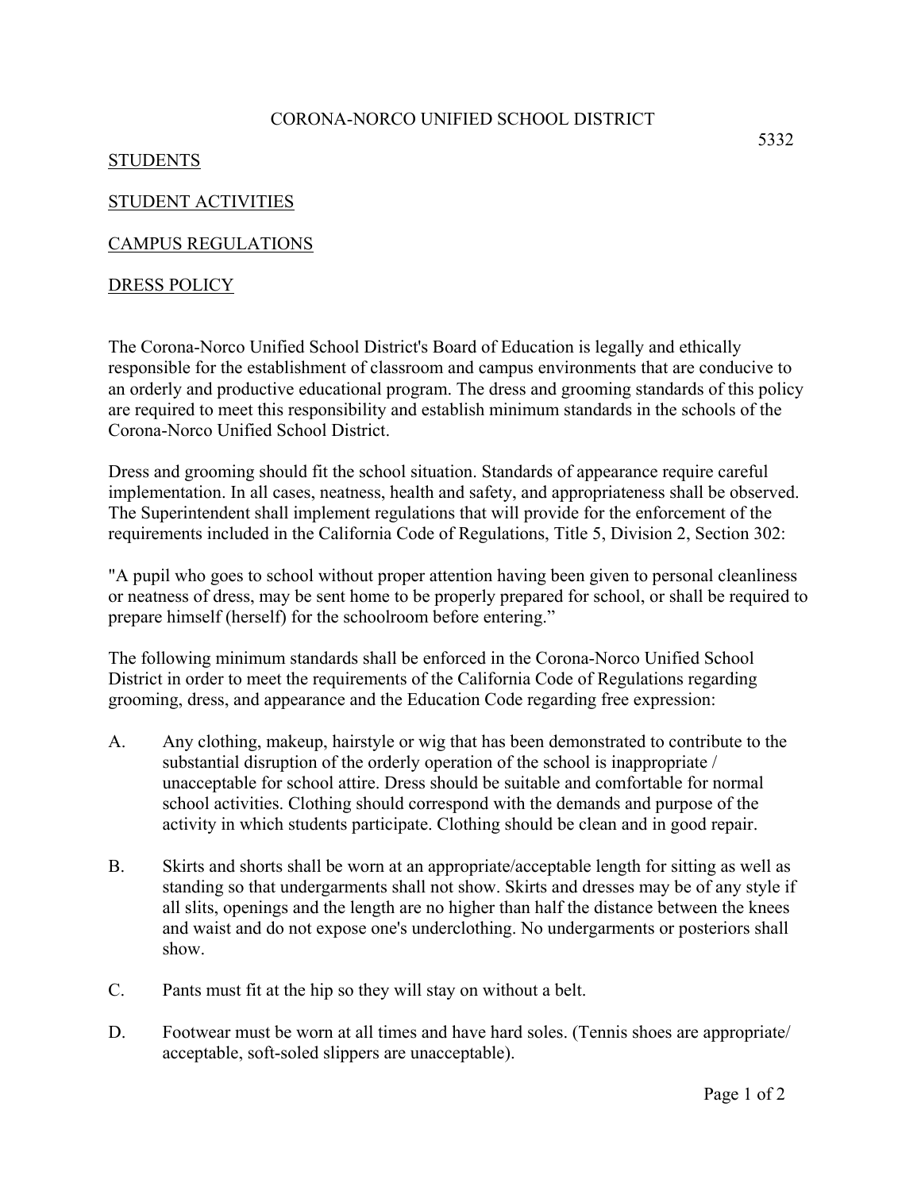CORONA-NORCO UNIFIED SCHOOL DISTRICT

5332

STUDENTS

STUDENT ACTIVITIES

CAMPUS REGULATIONS

DRESS POLICY

The Corona-Norco Unified School District's Board of Education is legally and ethically responsible for the establishment of classroom and campus environments that are conducive to an orderly and productive educational program. The dress and grooming standards of this policy are required to meet this responsibility and establish minimum standards in the schools of the Corona-Norco Unified School District.

Dress and grooming should fit the school situation. Standards of appearance require careful implementation. In all cases, neatness, health and safety, and appropriateness shall be observed. The Superintendent shall implement regulations that will provide for the enforcement of the requirements included in the California Code of Regulations, Title 5, Division 2, Section 302:

"A pupil who goes to school without proper attention having been given to personal cleanliness or neatness of dress, may be sent home to be properly prepared for school, or shall be required to prepare himself (herself) for the schoolroom before entering."

The following minimum standards shall be enforced in the Corona-Norco Unified School District in order to meet the requirements of the California Code of Regulations regarding grooming, dress, and appearance and the Education Code regarding free expression:

A. Any clothing, makeup, hairstyle or wig that has been demonstrated to contribute to the substantial disruption of the orderly operation of the school is inappropriate / unacceptable for school attire. Dress should be suitable and comfortable for normal school activities. Clothing should correspond with the demands and purpose of the activity in which students participate. Clothing should be clean and in good repair.

B. Skirts and shorts shall be worn at an appropriate/acceptable length for sitting as well as standing so that undergarments shall not show. Skirts and dresses may be of any style if all slits, openings and the length are no higher than half the distance between the knees and waist and do not expose one's underclothing. No undergarments or posteriors shall show.

C. Pants must fit at the hip so they will stay on without a belt.

D. Footwear must be worn at all times and have hard soles. (Tennis shoes are appropriate/ acceptable, soft-soled slippers are unacceptable).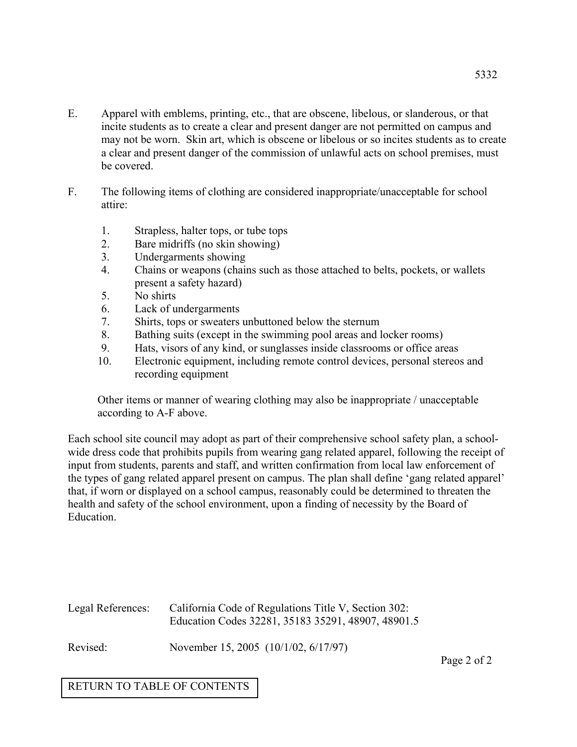E. Apparel with emblems, printing, etc., that are obscene, libelous, or slanderous, or that incite students as to create a clear and present danger are not permitted on campus and may not be worn. Skin art, which is obscene or libelous or so incites students as to create a clear and present danger of the commission of unlawful acts on school premises, must be covered.

F. The following items of clothing are considered inappropriate/unacceptable for school attire:

1. Strapless, halter tops, or tube tops
2. Bare midriffs (no skin showing)
3. Undergarments showing
4. Chains or weapons (chains such as those attached to belts, pockets, or wallets present a safety hazard)
5. No shirts
6. Lack of undergarments
7. Shirts, tops or sweaters unbuttoned below the sternum
8. Bathing suits (except in the swimming pool areas and locker rooms)
9. Hats, visors of any kind, or sunglasses inside classrooms or office areas
10. Electronic equipment, including remote control devices, personal stereos and recording equipment

Other items or manner of wearing clothing may also be inappropriate / unacceptable according to A-F above.

Each school site council may adopt as part of their comprehensive school safety plan, a school-wide dress code that prohibits pupils from wearing gang related apparel, following the receipt of input from students, parents and staff, and written confirmation from local law enforcement of the types of gang related apparel present on campus. The plan shall define 'gang related apparel' that, if worn or displayed on a school campus, reasonably could be determined to threaten the health and safety of the school environment, upon a finding of necessity by the Board of Education.

Legal References: California Code of Regulations Title V, Section 302: Education Codes 32281, 35183 35291, 48907, 48901.5

Revised: November 15, 2005 (10/1/02, 6/17/97)

RETURN TO TABLE OF CONTENTS